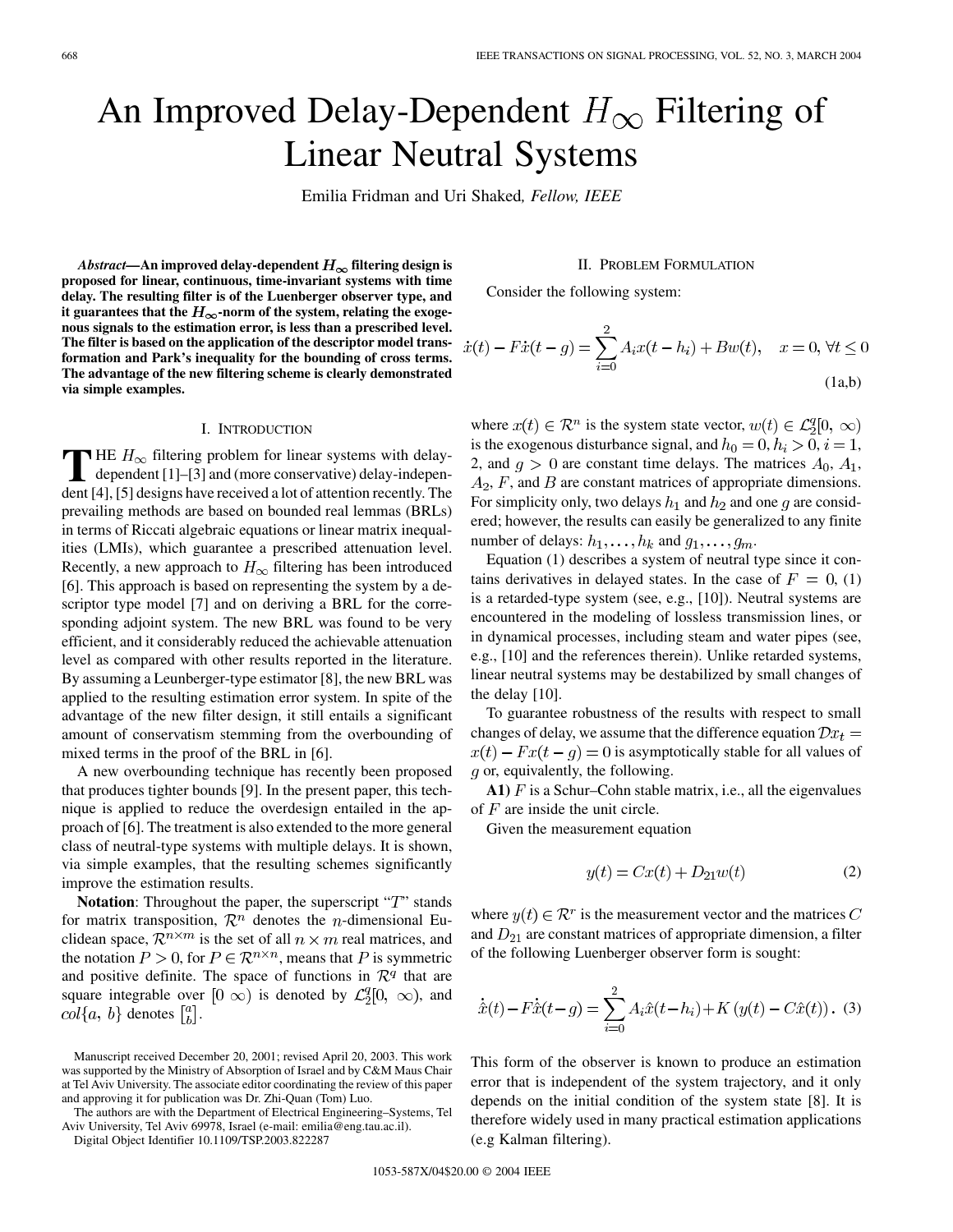# An Improved Delay-Dependent $H_\infty$ Filtering of Linear Neutral Systems

Emilia Fridman and Uri Shaked, *Fellow, IEEE*

***Abstract*—An improved delay-dependent $H_\infty$ filtering design is proposed for linear, continuous, time-invariant systems with time delay. The resulting filter is of the Luenberger observer type, and it guarantees that the $H_\infty$-norm of the system, relating the exogenous signals to the estimation error, is less than a prescribed level. The filter is based on the application of the descriptor model transformation and Park's inequality for the bounding of cross terms. The advantage of the new filtering scheme is clearly demonstrated via simple examples.**

## I. Introduction

THE $H_\infty$ filtering problem for linear systems with delay-dependent [1]–[3] and (more conservative) delay-independent [4], [5] designs have received a lot of attention recently. The prevailing methods are based on bounded real lemmas (BRLs) in terms of Riccati algebraic equations or linear matrix inequalities (LMIs), which guarantee a prescribed attenuation level. Recently, a new approach to $H_\infty$ filtering has been introduced [6]. This approach is based on representing the system by a descriptor type model [7] and on deriving a BRL for the corresponding adjoint system. The new BRL was found to be very efficient, and it considerably reduced the achievable attenuation level as compared with other results reported in the literature. By assuming a Leunberger-type estimator [8], the new BRL was applied to the resulting estimation error system. In spite of the advantage of the new filter design, it still entails a significant amount of conservatism stemming from the overbounding of mixed terms in the proof of the BRL in [6].

A new overbounding technique has recently been proposed that produces tighter bounds [9]. In the present paper, this technique is applied to reduce the overdesign entailed in the approach of [6]. The treatment is also extended to the more general class of neutral-type systems with multiple delays. It is shown, via simple examples, that the resulting schemes significantly improve the estimation results.

**Notation**: Throughout the paper, the superscript "$T$" stands for matrix transposition, $\mathcal{R}^n$ denotes the $n$-dimensional Euclidean space, $\mathcal{R}^{n\times m}$ is the set of all $n\times m$ real matrices, and the notation $P>0$, for $P\in\mathcal{R}^{n\times n}$, means that $P$ is symmetric and positive definite. The space of functions in $\mathcal{R}^q$ that are square integrable over $[0\ \infty)$ is denoted by $\mathcal{L}_2^q[0,\ \infty)$, and $col\{a,\ b\}$ denotes $\begin{bmatrix} a \\ b \end{bmatrix}$.

Manuscript received December 20, 2001; revised April 20, 2003. This work was supported by the Ministry of Absorption of Israel and by C&M Maus Chair at Tel Aviv University. The associate editor coordinating the review of this paper and approving it for publication was Dr. Zhi-Quan (Tom) Luo.

The authors are with the Department of Electrical Engineering–Systems, Tel Aviv University, Tel Aviv 69978, Israel (e-mail: emilia@eng.tau.ac.il).

Digital Object Identifier 10.1109/TSP.2003.822287

## II. Problem Formulation

Consider the following system:

$$\dot{x}(t)-F\dot{x}(t-g)=\sum_{i=0}^{2}A_i x(t-h_i)+Bw(t), \quad x=0,\ \forall t\leq 0 \tag{1a,b}$$

where $x(t)\in\mathcal{R}^n$ is the system state vector, $w(t)\in\mathcal{L}_2^q[0,\ \infty)$ is the exogenous disturbance signal, and $h_0=0, h_i>0, i=1,$ 2, and $g>0$ are constant time delays. The matrices $A_0$, $A_1$, $A_2$, $F$, and $B$ are constant matrices of appropriate dimensions. For simplicity only, two delays $h_1$ and $h_2$ and one $g$ are considered; however, the results can easily be generalized to any finite number of delays: $h_1,\ldots,h_k$ and $g_1,\ldots,g_m$.

Equation (1) describes a system of neutral type since it contains derivatives in delayed states. In the case of $F=0$, (1) is a retarded-type system (see, e.g., [10]). Neutral systems are encountered in the modeling of lossless transmission lines, or in dynamical processes, including steam and water pipes (see, e.g., [10] and the references therein). Unlike retarded systems, linear neutral systems may be destabilized by small changes of the delay [10].

To guarantee robustness of the results with respect to small changes of delay, we assume that the difference equation $\mathcal{D}x_t = x(t)-Fx(t-g)=0$ is asymptotically stable for all values of $g$ or, equivalently, the following.

**A1)** $F$ is a Schur–Cohn stable matrix, i.e., all the eigenvalues of $F$ are inside the unit circle.

Given the measurement equation

$$y(t)=Cx(t)+D_{21}w(t) \tag{2}$$

where $y(t)\in\mathcal{R}^r$ is the measurement vector and the matrices $C$ and $D_{21}$ are constant matrices of appropriate dimension, a filter of the following Luenberger observer form is sought:

$$\dot{\hat{x}}(t)-F\dot{\hat{x}}(t-g)=\sum_{i=0}^{2}A_i\hat{x}(t-h_i)+K\left(y(t)-C\hat{x}(t)\right). \tag{3}$$

This form of the observer is known to produce an estimation error that is independent of the system trajectory, and it only depends on the initial condition of the system state [8]. It is therefore widely used in many practical estimation applications (e.g Kalman filtering).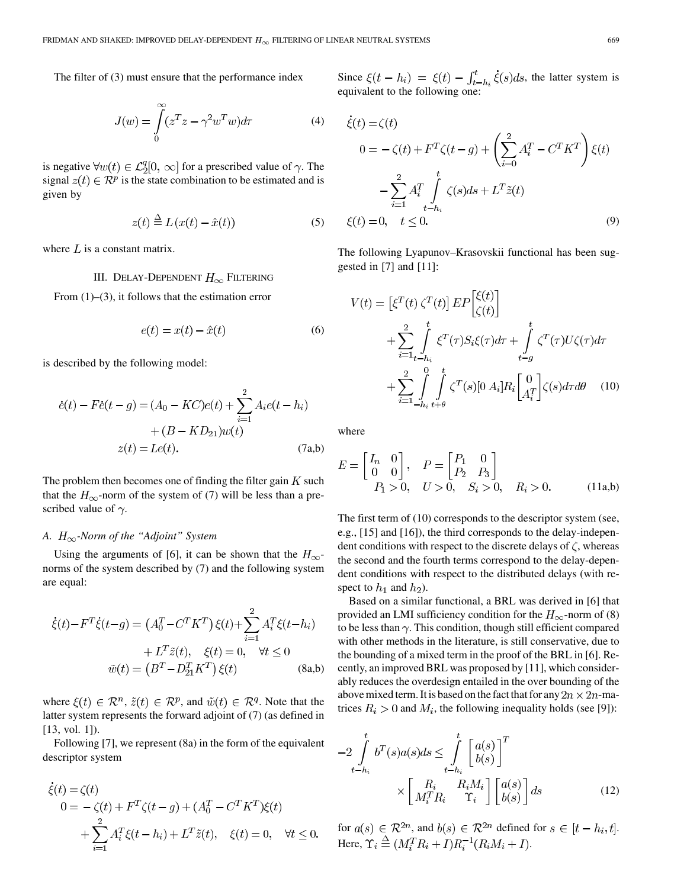The filter of (3) must ensure that the performance index

$$J(w) = \int_0^\infty (z^T z - \gamma^2 w^T w) d\tau \tag{4}$$

is negative $\forall w(t) \in \mathcal{L}_2^q[0, \infty]$ for a prescribed value of $\gamma$. The signal $z(t) \in \mathcal{R}^p$ is the state combination to be estimated and is given by

$$z(t) \triangleq L(x(t) - \hat{x}(t)) \tag{5}$$

where $L$ is a constant matrix.

## III. Delay-Dependent $H_\infty$ Filtering

From (1)–(3), it follows that the estimation error

$$e(t) = x(t) - \hat{x}(t) \tag{6}$$

is described by the following model:

$$\begin{aligned} \dot{e}(t) - F\dot{e}(t-g) &= (A_0 - KC)e(t) + \sum_{i=1}^{2} A_i e(t-h_i) \\ &\quad + (B - KD_{21})w(t) \\ z(t) &= Le(t). \end{aligned} \tag{7a,b}$$

The problem then becomes one of finding the filter gain $K$ such that the $H_\infty$-norm of the system of (7) will be less than a prescribed value of $\gamma$.

### A. $H_\infty$-Norm of the "Adjoint" System

Using the arguments of [6], it can be shown that the $H_\infty$-norms of the system described by (7) and the following system are equal:

$$\begin{aligned} \dot{\xi}(t) - F^T\dot{\xi}(t-g) &= \left(A_0^T - C^T K^T\right)\xi(t) + \sum_{i=1}^{2} A_i^T \xi(t-h_i) \\ &\quad + L^T \tilde{z}(t), \quad \xi(t) = 0, \quad \forall t \le 0 \\ \tilde{w}(t) &= \left(B^T - D_{21}^T K^T\right)\xi(t) \end{aligned} \tag{8a,b}$$

where $\xi(t) \in \mathcal{R}^n$, $\tilde{z}(t) \in \mathcal{R}^p$, and $\tilde{w}(t) \in \mathcal{R}^q$. Note that the latter system represents the forward adjoint of (7) (as defined in [13, vol. 1]).

Following [7], we represent (8a) in the form of the equivalent descriptor system

$$\begin{aligned} \dot{\xi}(t) &= \zeta(t) \\ 0 &= -\zeta(t) + F^T\zeta(t-g) + (A_0^T - C^T K^T)\xi(t) \\ &\quad + \sum_{i=1}^{2} A_i^T \xi(t-h_i) + L^T\tilde{z}(t), \quad \xi(t) = 0, \quad \forall t \le 0. \end{aligned}$$

Since $\xi(t-h_i) = \xi(t) - \int_{t-h_i}^{t} \dot{\xi}(s)ds$, the latter system is equivalent to the following one:

$$\begin{aligned} \dot{\xi}(t) &= \zeta(t) \\ 0 &= -\zeta(t) + F^T\zeta(t-g) + \left(\sum_{i=0}^{2} A_i^T - C^T K^T\right)\xi(t) \\ &\quad - \sum_{i=1}^{2} A_i^T \int_{t-h_i}^{t} \zeta(s)ds + L^T\tilde{z}(t) \\ \xi(t) &= 0, \quad t \le 0. \end{aligned} \tag{9}$$

The following Lyapunov–Krasovskii functional has been suggested in [7] and [11]:

$$\begin{aligned} V(t) &= \left[\xi^T(t)\ \zeta^T(t)\right] EP \begin{bmatrix} \xi(t) \\ \zeta(t) \end{bmatrix} \\ &\quad + \sum_{i=1}^{2} \int_{t-h_i}^{t} \xi^T(\tau) S_i \xi(\tau) d\tau + \int_{t-g}^{t} \zeta^T(\tau) U \zeta(\tau) d\tau \\ &\quad + \sum_{i=1}^{2} \int_{-h_i}^{0} \int_{t+\theta}^{t} \zeta^T(s)[0\ A_i] R_i \begin{bmatrix} 0 \\ A_i^T \end{bmatrix} \zeta(s) d\tau d\theta \end{aligned} \tag{10}$$

where

$$E = \begin{bmatrix} I_n & 0 \\ 0 & 0 \end{bmatrix}, \quad P = \begin{bmatrix} P_1 & 0 \\ P_2 & P_3 \end{bmatrix}$$
$$P_1 > 0, \quad U > 0, \quad S_i > 0, \quad R_i > 0. \tag{11a,b}$$

The first term of (10) corresponds to the descriptor system (see, e.g., [15] and [16]), the third corresponds to the delay-independent conditions with respect to the discrete delays of $\zeta$, whereas the second and the fourth terms correspond to the delay-dependent conditions with respect to the distributed delays (with respect to $h_1$ and $h_2$).

Based on a similar functional, a BRL was derived in [6] that provided an LMI sufficiency condition for the $H_\infty$-norm of (8) to be less than $\gamma$. This condition, though still efficient compared with other methods in the literature, is still conservative, due to the bounding of a mixed term in the proof of the BRL in [6]. Recently, an improved BRL was proposed by [11], which considerably reduces the overdesign entailed in the over bounding of the above mixed term. It is based on the fact that for any $2n \times 2n$-matrices $R_i > 0$ and $M_i$, the following inequality holds (see [9]):

$$-2\int_{t-h_i}^{t} b^T(s)a(s)ds \le \int_{t-h_i}^{t} \begin{bmatrix} a(s) \\ b(s) \end{bmatrix}^T \times \begin{bmatrix} R_i & R_i M_i \\ M_i^T R_i & \Upsilon_i \end{bmatrix} \begin{bmatrix} a(s) \\ b(s) \end{bmatrix} ds \tag{12}$$

for $a(s) \in \mathcal{R}^{2n}$, and $b(s) \in \mathcal{R}^{2n}$ defined for $s \in [t-h_i, t]$. Here, $\Upsilon_i \triangleq (M_i^T R_i + I)R_i^{-1}(R_i M_i + I)$.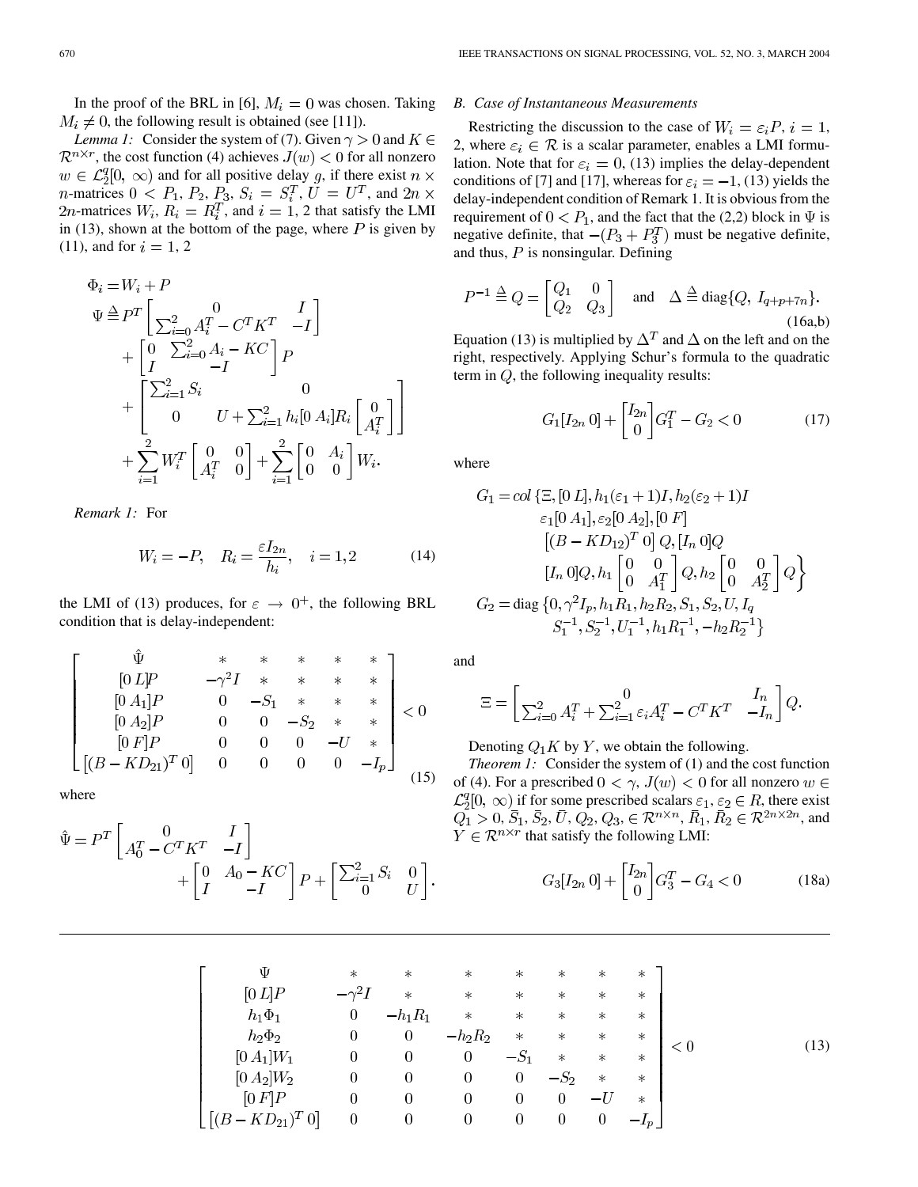In the proof of the BRL in [6], $M_i = 0$ was chosen. Taking $M_i \neq 0$, the following result is obtained (see [11]).

*Lemma 1:* Consider the system of (7). Given $\gamma > 0$ and $K \in \mathcal{R}^{n \times r}$, the cost function (4) achieves $J(w) < 0$ for all nonzero $w \in \mathcal{L}_2^q[0, \infty)$ and for all positive delay $g$, if there exist $n \times n$-matrices $0 < P_1, P_2, P_3, S_i = S_i^T, U = U^T$, and $2n \times 2n$-matrices $W_i, R_i = R_i^T$, and $i = 1, 2$ that satisfy the LMI in (13), shown at the bottom of the page, where $P$ is given by (11), and for $i = 1, 2$

$$
\begin{aligned}
\Phi_i &= W_i + P \\
\Psi &\triangleq P^T \begin{bmatrix} 0 & I \\ \sum_{i=0}^{2} A_i^T - C^T K^T & -I \end{bmatrix} \\
&\quad + \begin{bmatrix} 0 & \sum_{i=0}^{2} A_i - KC \\ I & -I \end{bmatrix} P \\
&\quad + \begin{bmatrix} \sum_{i=1}^{2} S_i & 0 \\ 0 & U + \sum_{i=1}^{2} h_i [0 \; A_i] R_i \begin{bmatrix} 0 \\ A_i^T \end{bmatrix} \end{bmatrix} \\
&\quad + \sum_{i=1}^{2} W_i^T \begin{bmatrix} 0 & 0 \\ A_i^T & 0 \end{bmatrix} + \sum_{i=1}^{2} \begin{bmatrix} 0 & A_i \\ 0 & 0 \end{bmatrix} W_i.
\end{aligned}
$$

*Remark 1:* For

$$
W_i = -P, \quad R_i = \frac{\varepsilon I_{2n}}{h_i}, \quad i = 1, 2 \tag{14}
$$

the LMI of (13) produces, for $\varepsilon \to 0^+$, the following BRL condition that is delay-independent:

$$
\begin{bmatrix}
\hat{\Psi} & * & * & * & * & * \\
[0 \; L]P & -\gamma^2 I & * & * & * & * \\
[0 \; A_1]P & 0 & -S_1 & * & * & * \\
[0 \; A_2]P & 0 & 0 & -S_2 & * & * \\
[0 \; F]P & 0 & 0 & 0 & -U & * \\
\left[(B - KD_{21})^T \; 0\right] & 0 & 0 & 0 & 0 & -I_p
\end{bmatrix} < 0 \tag{15}
$$

where

$$
\hat{\Psi} = P^T \begin{bmatrix} 0 & I \\ A_0^T - C^T K^T & -I \end{bmatrix} + \begin{bmatrix} 0 & A_0 - KC \\ I & -I \end{bmatrix} P + \begin{bmatrix} \sum_{i=1}^{2} S_i & 0 \\ 0 & U \end{bmatrix}.
$$

## B. Case of Instantaneous Measurements

Restricting the discussion to the case of $W_i = \varepsilon_i P$, $i = 1, 2$, where $\varepsilon_i \in \mathcal{R}$ is a scalar parameter, enables a LMI formulation. Note that for $\varepsilon_i = 0$, (13) implies the delay-dependent conditions of [7] and [17], whereas for $\varepsilon_i = -1$, (13) yields the delay-independent condition of Remark 1. It is obvious from the requirement of $0 < P_1$, and the fact that the (2,2) block in $\Psi$ is negative definite, that $-(P_3 + P_3^T)$ must be negative definite, and thus, $P$ is nonsingular. Defining

$$
P^{-1} \triangleq Q = \begin{bmatrix} Q_1 & 0 \\ Q_2 & Q_3 \end{bmatrix} \quad \text{and} \quad \Delta \triangleq \text{diag}\{Q, I_{q+p+7n}\}. \tag{16a,b}
$$

Equation (13) is multiplied by $\Delta^T$ and $\Delta$ on the left and on the right, respectively. Applying Schur's formula to the quadratic term in $Q$, the following inequality results:

$$
G_1 [I_{2n} \; 0] + \begin{bmatrix} I_{2n} \\ 0 \end{bmatrix} G_1^T - G_2 < 0 \tag{17}
$$

where

$$
\begin{aligned}
G_1 = col\, \{ &\Xi, [0 \; L], h_1(\varepsilon_1 + 1)I, h_2(\varepsilon_2 + 1)I \\
&\varepsilon_1 [0 \; A_1], \varepsilon_2 [0 \; A_2], [0 \; F] \\
&\left[(B - KD_{12})^T \; 0\right] Q, [I_n \; 0]Q \\
&[I_n \; 0]Q, h_1 \begin{bmatrix} 0 & 0 \\ 0 & A_1^T \end{bmatrix} Q, h_2 \begin{bmatrix} 0 & 0 \\ 0 & A_2^T \end{bmatrix} Q \Big\} \\
G_2 = \text{diag}\, \{ &0, \gamma^2 I_p, h_1 R_1, h_2 R_2, S_1, S_2, U, I_q \\
&S_1^{-1}, S_2^{-1}, U_1^{-1}, h_1 R_1^{-1}, -h_2 R_2^{-1} \}
\end{aligned}
$$

and

$$
\Xi = \begin{bmatrix} 0 & I_n \\ \sum_{i=0}^{2} A_i^T + \sum_{i=1}^{2} \varepsilon_i A_i^T - C^T K^T & -I_n \end{bmatrix} Q.
$$

Denoting $Q_1 K$ by $Y$, we obtain the following.

*Theorem 1:* Consider the system of (1) and the cost function of (4). For a prescribed $0 < \gamma$, $J(w) < 0$ for all nonzero $w \in \mathcal{L}_2^q[0, \infty)$ if for some prescribed scalars $\varepsilon_1, \varepsilon_2 \in R$, there exist $Q_1 > 0, \bar{S}_1, \bar{S}_2, \bar{U}, Q_2, Q_3, \in \mathcal{R}^{n \times n}$, $\bar{R}_1, \bar{R}_2 \in \mathcal{R}^{2n \times 2n}$, and $Y \in \mathcal{R}^{n \times r}$ that satisfy the following LMI:

$$
G_3 [I_{2n} \; 0] + \begin{bmatrix} I_{2n} \\ 0 \end{bmatrix} G_3^T - G_4 < 0 \tag{18a}
$$

$$
\begin{bmatrix}
\Psi & * & * & * & * & * & * & * \\
[0 \; L]P & -\gamma^2 I & * & * & * & * & * & * \\
h_1 \Phi_1 & 0 & -h_1 R_1 & * & * & * & * & * \\
h_2 \Phi_2 & 0 & 0 & -h_2 R_2 & * & * & * & * \\
[0 \; A_1] W_1 & 0 & 0 & 0 & -S_1 & * & * & * \\
[0 \; A_2] W_2 & 0 & 0 & 0 & 0 & -S_2 & * & * \\
[0 \; F]P & 0 & 0 & 0 & 0 & 0 & -U & * \\
\left[(B - KD_{21})^T \; 0\right] & 0 & 0 & 0 & 0 & 0 & 0 & -I_p
\end{bmatrix} < 0 \tag{13}
$$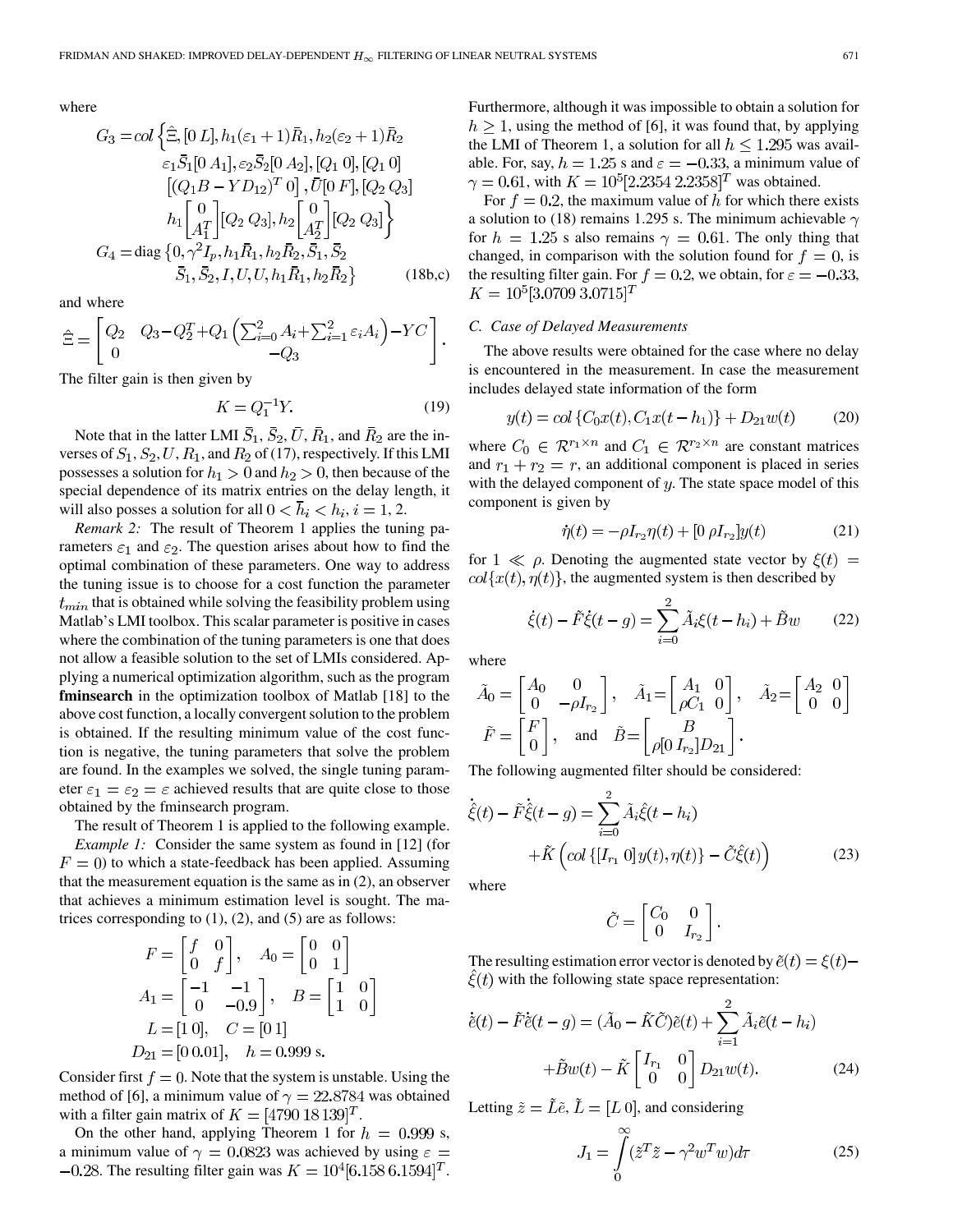where

$$
\begin{aligned}
G_3 = col\Big\{&\hat{\Xi}, [0\ L], h_1(\varepsilon_1+1)\bar{R}_1, h_2(\varepsilon_2+1)\bar{R}_2\\
&\varepsilon_1\bar{S}_1[0\ A_1], \varepsilon_2\bar{S}_2[0\ A_2], [Q_1\ 0], [Q_1\ 0]\\
&\left[(Q_1B - YD_{12})^T\ 0\right], \bar{U}[0\ F], [Q_2\ Q_3]\\
&h_1\begin{bmatrix} 0 \\ A_1^T\end{bmatrix}[Q_2\ Q_3], h_2\begin{bmatrix} 0 \\ A_2^T\end{bmatrix}[Q_2\ Q_3]\Big\}\\
G_4 = \mathrm{diag}\,\{&0, \gamma^2 I_p, h_1\bar{R}_1, h_2\bar{R}_2, \bar{S}_1, \bar{S}_2\\
&\bar{S}_1, \bar{S}_2, I, U, U, h_1\bar{R}_1, h_2\bar{R}_2\}
\end{aligned} \tag{18b,c}
$$

and where

$$
\hat{\Xi} = \begin{bmatrix} Q_2 & Q_3 - Q_2^T + Q_1\left(\sum_{i=0}^{2} A_i + \sum_{i=1}^{2}\varepsilon_i A_i\right) - YC \\ 0 & -Q_3 \end{bmatrix}.
$$

The filter gain is then given by

$$
K = Q_1^{-1}Y. \tag{19}
$$

Note that in the latter LMI $\bar{S}_1$, $\bar{S}_2$, $\bar{U}$, $\bar{R}_1$, and $\bar{R}_2$ are the inverses of $S_1$, $S_2$, $U$, $R_1$, and $R_2$ of (17), respectively. If this LMI possesses a solution for $h_1 > 0$ and $h_2 > 0$, then because of the special dependence of its matrix entries on the delay length, it will also posses a solution for all $0 < \bar{h}_i < h_i$, $i = 1, 2$.

*Remark 2:* The result of Theorem 1 applies the tuning parameters $\varepsilon_1$ and $\varepsilon_2$. The question arises about how to find the optimal combination of these parameters. One way to address the tuning issue is to choose for a cost function the parameter $t_{min}$ that is obtained while solving the feasibility problem using Matlab's LMI toolbox. This scalar parameter is positive in cases where the combination of the tuning parameters is one that does not allow a feasible solution to the set of LMIs considered. Applying a numerical optimization algorithm, such as the program **fminsearch** in the optimization toolbox of Matlab [18] to the above cost function, a locally convergent solution to the problem is obtained. If the resulting minimum value of the cost function is negative, the tuning parameters that solve the problem are found. In the examples we solved, the single tuning parameter $\varepsilon_1 = \varepsilon_2 = \varepsilon$ achieved results that are quite close to those obtained by the fminsearch program.

The result of Theorem 1 is applied to the following example.

*Example 1:* Consider the same system as found in [12] (for $F = 0$) to which a state-feedback has been applied. Assuming that the measurement equation is the same as in (2), an observer that achieves a minimum estimation level is sought. The matrices corresponding to (1), (2), and (5) are as follows:

$$
\begin{aligned}
F &= \begin{bmatrix} f & 0 \\ 0 & f \end{bmatrix}, \quad A_0 = \begin{bmatrix} 0 & 0 \\ 0 & 1 \end{bmatrix}\\
A_1 &= \begin{bmatrix} -1 & -1 \\ 0 & -0.9 \end{bmatrix}, \quad B = \begin{bmatrix} 1 & 0 \\ 1 & 0 \end{bmatrix}\\
L &= [1\ 0], \quad C = [0\ 1]\\
D_{21} &= [0\ 0.01], \quad h = 0.999 \text{ s.}
\end{aligned}
$$

Consider first $f = 0$. Note that the system is unstable. Using the method of [6], a minimum value of $\gamma = 22.8784$ was obtained with a filter gain matrix of $K = [4790\ 18\,139]^T$.

On the other hand, applying Theorem 1 for $h = 0.999$ s, a minimum value of $\gamma = 0.0823$ was achieved by using $\varepsilon = -0.28$. The resulting filter gain was $K = 10^4[6.158\ 6.1594]^T$. Furthermore, although it was impossible to obtain a solution for $h \geq 1$, using the method of [6], it was found that, by applying the LMI of Theorem 1, a solution for all $h \leq 1.295$ was available. For, say, $h = 1.25$ s and $\varepsilon = -0.33$, a minimum value of $\gamma = 0.61$, with $K = 10^5[2.2354\ 2.2358]^T$ was obtained.

For $f = 0.2$, the maximum value of $h$ for which there exists a solution to (18) remains 1.295 s. The minimum achievable $\gamma$ for $h = 1.25$ s also remains $\gamma = 0.61$. The only thing that changed, in comparison with the solution found for $f = 0$, is the resulting filter gain. For $f = 0.2$, we obtain, for $\varepsilon = -0.33$, $K = 10^5[3.0709\ 3.0715]^T$

### C. Case of Delayed Measurements

The above results were obtained for the case where no delay is encountered in the measurement. In case the measurement includes delayed state information of the form

$$
y(t) = col\,\{C_0x(t), C_1x(t-h_1)\} + D_{21}w(t) \tag{20}
$$

where $C_0 \in \mathcal{R}^{r_1 \times n}$ and $C_1 \in \mathcal{R}^{r_2 \times n}$ are constant matrices and $r_1 + r_2 = r$, an additional component is placed in series with the delayed component of $y$. The state space model of this component is given by

$$
\dot{\eta}(t) = -\rho I_{r_2}\eta(t) + [0\ \rho I_{r_2}]y(t) \tag{21}
$$

for $1 \ll \rho$. Denoting the augmented state vector by $\xi(t) = col\{x(t), \eta(t)\}$, the augmented system is then described by

$$
\dot{\xi}(t) - \tilde{F}\dot{\xi}(t-g) = \sum_{i=0}^{2}\tilde{A}_i\xi(t-h_i) + \tilde{B}w \tag{22}
$$

where

$$
\tilde{A}_0 = \begin{bmatrix} A_0 & 0 \\ 0 & -\rho I_{r_2}\end{bmatrix}, \quad \tilde{A}_1 = \begin{bmatrix} A_1 & 0 \\ \rho C_1 & 0 \end{bmatrix}, \quad \tilde{A}_2 = \begin{bmatrix} A_2 & 0 \\ 0 & 0 \end{bmatrix}
$$
$$
\tilde{F} = \begin{bmatrix} F \\ 0 \end{bmatrix}, \quad \text{and} \quad \tilde{B} = \begin{bmatrix} B \\ \rho[0\ I_{r_2}]D_{21}\end{bmatrix}.
$$

The following augmented filter should be considered:

$$
\begin{aligned}
\dot{\hat{\xi}}(t) - \tilde{F}\dot{\hat{\xi}}(t-g) = &\sum_{i=0}^{2}\tilde{A}_i\hat{\xi}(t-h_i)\\
&+ \tilde{K}\left(col\,\{[I_{r_1}\ 0]y(t), \eta(t)\} - \tilde{C}\hat{\xi}(t)\right)
\end{aligned} \tag{23}
$$

where

$$
\tilde{C} = \begin{bmatrix} C_0 & 0 \\ 0 & I_{r_2}\end{bmatrix}.
$$

The resulting estimation error vector is denoted by $\tilde{e}(t) = \xi(t) - \hat{\xi}(t)$ with the following state space representation:

$$
\begin{aligned}
\dot{\tilde{e}}(t) - \tilde{F}\dot{\tilde{e}}(t-g) = &(\tilde{A}_0 - \tilde{K}\tilde{C})\tilde{e}(t) + \sum_{i=1}^{2}\tilde{A}_i\tilde{e}(t-h_i)\\
&+ \tilde{B}w(t) - \tilde{K}\begin{bmatrix} I_{r_1} & 0 \\ 0 & 0 \end{bmatrix}D_{21}w(t).
\end{aligned} \tag{24}
$$

Letting $\tilde{z} = \tilde{L}\tilde{e}$, $\tilde{L} = [L\ 0]$, and considering

$$
J_1 = \int_0^\infty (\tilde{z}^T\tilde{z} - \gamma^2 w^T w)d\tau \tag{25}
$$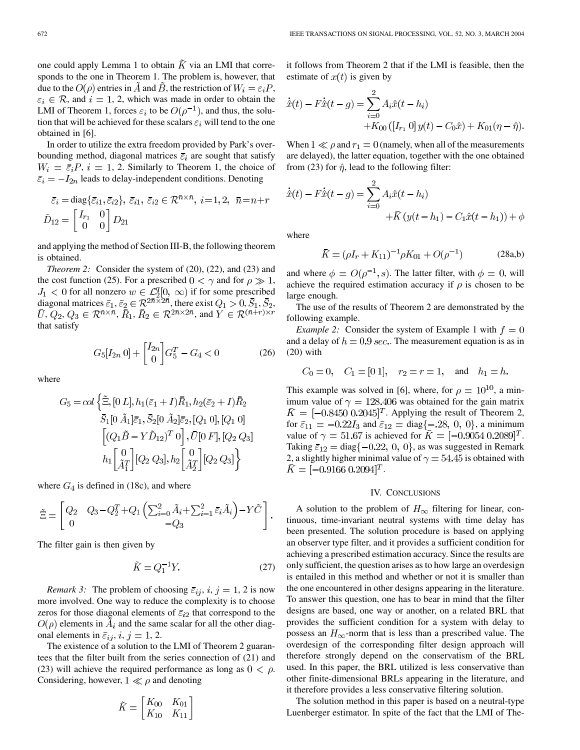one could apply Lemma 1 to obtain $\tilde{K}$ via an LMI that corresponds to the one in Theorem 1. The problem is, however, that due to the $O(\rho)$ entries in $\tilde{A}$ and $\tilde{B}$, the restriction of $W_i = \varepsilon_i P$, $\varepsilon_i \in \mathcal{R}$, and $i = 1, 2$, which was made in order to obtain the LMI of Theorem 1, forces $\varepsilon_i$ to be $O(\rho^{-1})$, and thus, the solution that will be achieved for these scalars $\varepsilon_i$ will tend to the one obtained in [6].

In order to utilize the extra freedom provided by Park's overbounding method, diagonal matrices $\bar{\varepsilon}_i$ are sought that satisfy $W_i = \bar{\varepsilon}_i P$, $i = 1, 2$. Similarly to Theorem 1, the choice of $\bar{\varepsilon}_i = -I_{2n}$ leads to delay-independent conditions. Denoting

$$\bar{\varepsilon}_i = \mathrm{diag}\{\bar{\varepsilon}_{i1}, \bar{\varepsilon}_{i2}\},\ \bar{\varepsilon}_{i1},\ \bar{\varepsilon}_{i2} \in \mathcal{R}^{\bar{n}\times\bar{n}},\ i=1,2,\ \ \bar{n}=n+r$$
$$\tilde{D}_{12} = \begin{bmatrix} I_{r_1} & 0 \\ 0 & 0 \end{bmatrix} D_{21}$$

and applying the method of Section III-B, the following theorem is obtained.

*Theorem 2:* Consider the system of (20), (22), and (23) and the cost function (25). For a prescribed $0 < \gamma$ and for $\rho \gg 1$, $J_1 < 0$ for all nonzero $w \in \mathcal{L}_2^q[0, \infty)$ if for some prescribed diagonal matrices $\bar{\varepsilon}_1, \bar{\varepsilon}_2 \in \mathcal{R}^{2\bar{n}\times 2\bar{n}}$, there exist $Q_1 > 0, \bar{S}_1, \bar{S}_2, \bar{U}, Q_2, Q_3 \in \mathcal{R}^{\bar{n}\times\bar{n}}$, $\bar{R}_1, \bar{R}_2 \in \mathcal{R}^{2\bar{n}\times 2\bar{n}}$, and $Y \in \mathcal{R}^{(\bar{n}+r)\times r}$ that satisfy

$$G_5[I_{2n}\ 0] + \begin{bmatrix} I_{2n} \\ 0 \end{bmatrix} G_5^T - G_4 < 0 \tag{26}$$

where

$$\begin{aligned}G_5 = col\Big\{&\tilde{\Xi}, [0\ L], h_1(\bar{\varepsilon}_1 + I)\bar{R}_1, h_2(\bar{\varepsilon}_2 + I)\bar{R}_2\\ &\bar{S}_1[0\ \tilde{A}_1]\bar{\varepsilon}_1, \bar{S}_2[0\ \tilde{A}_2]\bar{\varepsilon}_2, [Q_1\ 0], [Q_1\ 0]\\ &\left[(Q_1\tilde{B} - Y\tilde{D}_{12})^T\ 0\right], \bar{U}[0\ F], [Q_2\ Q_3]\\ &h_1\begin{bmatrix} 0 \\ \tilde{A}_1^T \end{bmatrix}[Q_2\ Q_3], h_2\begin{bmatrix} 0 \\ \tilde{A}_2^T \end{bmatrix}[Q_2\ Q_3]\Big\}\end{aligned}$$

where $G_4$ is defined in (18c), and where

$$\tilde{\Xi} = \begin{bmatrix} Q_2 & Q_3 - Q_2^T + Q_1\left(\sum_{i=0}^2 \tilde{A}_i + \sum_{i=1}^2 \bar{\varepsilon}_i\tilde{A}_i\right) - Y\tilde{C} \\ 0 & -Q_3 \end{bmatrix}.$$

The filter gain is then given by

$$\tilde{K} = Q_1^{-1}Y. \tag{27}$$

*Remark 3:* The problem of choosing $\bar{\varepsilon}_{ij}$, $i, j = 1, 2$ is now more involved. One way to reduce the complexity is to choose zeros for those diagonal elements of $\bar{\varepsilon}_{i2}$ that correspond to the $O(\rho)$ elements in $\tilde{A}_i$ and the same scalar for all the other diagonal elements in $\bar{\varepsilon}_{ij}$, $i, j = 1, 2$.

The existence of a solution to the LMI of Theorem 2 guarantees that the filter built from the series connection of (21) and (23) will achieve the required performance as long as $0 < \rho$. Considering, however, $1 \ll \rho$ and denoting

$$\tilde{K} = \begin{bmatrix} K_{00} & K_{01} \\ K_{10} & K_{11} \end{bmatrix}$$

it follows from Theorem 2 that if the LMI is feasible, then the estimate of $x(t)$ is given by

$$\begin{aligned}\dot{\hat{x}}(t) - F\dot{\hat{x}}(t-g) = &\sum_{i=0}^2 A_i\hat{x}(t-h_i)\\ &+ K_{00}\left([I_{r_1}\ 0]\,y(t) - C_0\hat{x}\right) + K_{01}(\eta - \hat{\eta}).\end{aligned}$$

When $1 \ll \rho$ and $r_1 = 0$ (namely, when all of the measurements are delayed), the latter equation, together with the one obtained from (23) for $\hat{\eta}$, lead to the following filter:

$$\begin{aligned}\dot{\hat{x}}(t) - F\dot{\hat{x}}(t-g) = &\sum_{i=0}^2 A_i\hat{x}(t-h_i)\\ &+ \bar{K}\left(y(t-h_1) - C_1\hat{x}(t-h_1)\right) + \phi\end{aligned}$$

where

$$\bar{K} = (\rho I_r + K_{11})^{-1}\rho K_{01} + O(\rho^{-1}) \tag{28a,b}$$

and where $\phi = O(\rho^{-1}, s)$. The latter filter, with $\phi = 0$, will achieve the required estimation accuracy if $\rho$ is chosen to be large enough.

The use of the results of Theorem 2 are demonstrated by the following example.

*Example 2:* Consider the system of Example 1 with $f = 0$ and a delay of $h = 0.9$ *sec.*. The measurement equation is as in (20) with

$$C_0 = 0, \quad C_1 = [0\ 1], \quad r_2 = r = 1, \quad \text{and} \quad h_1 = h.$$

This example was solved in [6], where, for $\rho = 10^{10}$, a minimum value of $\gamma = 128.406$ was obtained for the gain matrix $\bar{K} = [-0.8450\ 0.2045]^T$. Applying the result of Theorem 2, for $\bar{\varepsilon}_{11} = -0.22I_3$ and $\bar{\varepsilon}_{12} = \mathrm{diag}\{-.28,\ 0,\ 0\}$, a minimum value of $\gamma = 51.67$ is achieved for $\bar{K} = [-0.9054\ 0.2089]^T$. Taking $\bar{\varepsilon}_{12} = \mathrm{diag}\{-0.22,\ 0,\ 0\}$, as was suggested in Remark 2, a slightly higher minimal value of $\gamma = 54.45$ is obtained with $\bar{K} = [-0.9166\ 0.2094]^T$.

## IV. Conclusions

A solution to the problem of $H_\infty$ filtering for linear, continuous, time-invariant neutral systems with time delay has been presented. The solution procedure is based on applying an observer type filter, and it provides a sufficient condition for achieving a prescribed estimation accuracy. Since the results are only sufficient, the question arises as to how large an overdesign is entailed in this method and whether or not it is smaller than the one encountered in other designs appearing in the literature. To answer this question, one has to bear in mind that the filter designs are based, one way or another, on a related BRL that provides the sufficient condition for a system with delay to possess an $H_\infty$-norm that is less than a prescribed value. The overdesign of the corresponding filter design approach will therefore strongly depend on the conservatism of the BRL used. In this paper, the BRL utilized is less conservative than other finite-dimensional BRLs appearing in the literature, and it therefore provides a less conservative filtering solution.

The solution method in this paper is based on a neutral-type Luenberger estimator. In spite of the fact that the LMI of The-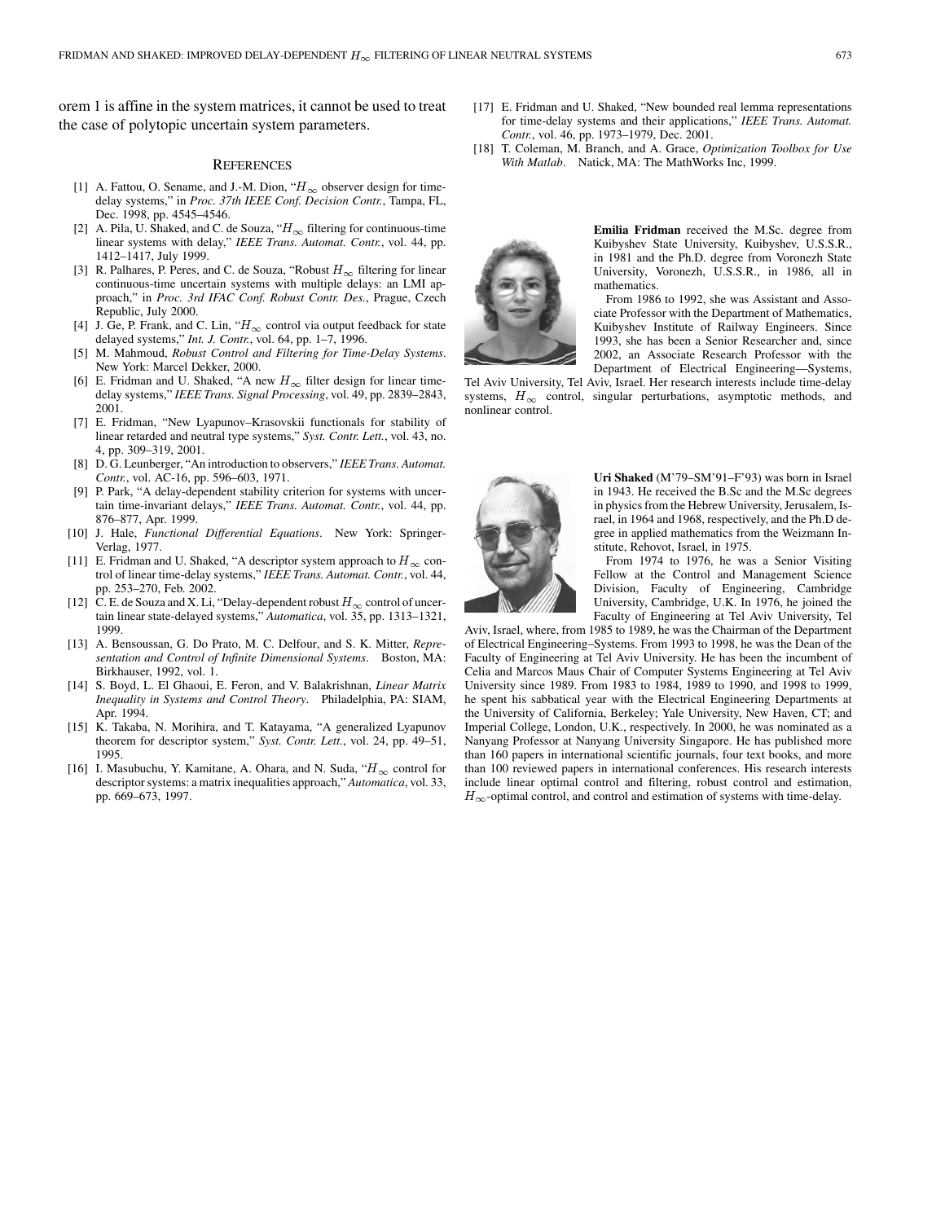orem 1 is affine in the system matrices, it cannot be used to treat the case of polytopic uncertain system parameters.

## REFERENCES

[1] A. Fattou, O. Sename, and J.-M. Dion, "$H_\infty$ observer design for time-delay systems," in *Proc. 37th IEEE Conf. Decision Contr.*, Tampa, FL, Dec. 1998, pp. 4545–4546.

[2] A. Pila, U. Shaked, and C. de Souza, "$H_\infty$ filtering for continuous-time linear systems with delay," *IEEE Trans. Automat. Contr.*, vol. 44, pp. 1412–1417, July 1999.

[3] R. Palhares, P. Peres, and C. de Souza, "Robust $H_\infty$ filtering for linear continuous-time uncertain systems with multiple delays: an LMI approach," in *Proc. 3rd IFAC Conf. Robust Contr. Des.*, Prague, Czech Republic, July 2000.

[4] J. Ge, P. Frank, and C. Lin, "$H_\infty$ control via output feedback for state delayed systems," *Int. J. Contr.*, vol. 64, pp. 1–7, 1996.

[5] M. Mahmoud, *Robust Control and Filtering for Time-Delay Systems*. New York: Marcel Dekker, 2000.

[6] E. Fridman and U. Shaked, "A new $H_\infty$ filter design for linear time-delay systems," *IEEE Trans. Signal Processing*, vol. 49, pp. 2839–2843, 2001.

[7] E. Fridman, "New Lyapunov–Krasovskii functionals for stability of linear retarded and neutral type systems," *Syst. Contr. Lett.*, vol. 43, no. 4, pp. 309–319, 2001.

[8] D. G. Leunberger, "An introduction to observers," *IEEE Trans. Automat. Contr.*, vol. AC-16, pp. 596–603, 1971.

[9] P. Park, "A delay-dependent stability criterion for systems with uncertain time-invariant delays," *IEEE Trans. Automat. Contr.*, vol. 44, pp. 876–877, Apr. 1999.

[10] J. Hale, *Functional Differential Equations*. New York: Springer-Verlag, 1977.

[11] E. Fridman and U. Shaked, "A descriptor system approach to $H_\infty$ control of linear time-delay systems," *IEEE Trans. Automat. Contr.*, vol. 44, pp. 253–270, Feb. 2002.

[12] C. E. de Souza and X. Li, "Delay-dependent robust $H_\infty$ control of uncertain linear state-delayed systems," *Automatica*, vol. 35, pp. 1313–1321, 1999.

[13] A. Bensoussan, G. Do Prato, M. C. Delfour, and S. K. Mitter, *Representation and Control of Infinite Dimensional Systems*. Boston, MA: Birkhauser, 1992, vol. 1.

[14] S. Boyd, L. El Ghaoui, E. Feron, and V. Balakrishnan, *Linear Matrix Inequality in Systems and Control Theory*. Philadelphia, PA: SIAM, Apr. 1994.

[15] K. Takaba, N. Morihira, and T. Katayama, "A generalized Lyapunov theorem for descriptor system," *Syst. Contr. Lett.*, vol. 24, pp. 49–51, 1995.

[16] I. Masubuchu, Y. Kamitane, A. Ohara, and N. Suda, "$H_\infty$ control for descriptor systems: a matrix inequalities approach," *Automatica*, vol. 33, pp. 669–673, 1997.

[17] E. Fridman and U. Shaked, "New bounded real lemma representations for time-delay systems and their applications," *IEEE Trans. Automat. Contr.*, vol. 46, pp. 1973–1979, Dec. 2001.

[18] T. Coleman, M. Branch, and A. Grace, *Optimization Toolbox for Use With Matlab*. Natick, MA: The MathWorks Inc, 1999.

**Emilia Fridman** received the M.Sc. degree from Kuibyshev State University, Kuibyshev, U.S.S.R., in 1981 and the Ph.D. degree from Voronezh State University, Voronezh, U.S.S.R., in 1986, all in mathematics.

From 1986 to 1992, she was Assistant and Associate Professor with the Department of Mathematics, Kuibyshev Institute of Railway Engineers. Since 1993, she has been a Senior Researcher and, since 2002, an Associate Research Professor with the Department of Electrical Engineering—Systems, Tel Aviv University, Tel Aviv, Israel. Her research interests include time-delay systems, $H_\infty$ control, singular perturbations, asymptotic methods, and nonlinear control.

**Uri Shaked** (M'79–SM'91–F'93) was born in Israel in 1943. He received the B.Sc and the M.Sc degrees in physics from the Hebrew University, Jerusalem, Israel, in 1964 and 1968, respectively, and the Ph.D degree in applied mathematics from the Weizmann Institute, Rehovot, Israel, in 1975.

From 1974 to 1976, he was a Senior Visiting Fellow at the Control and Management Science Division, Faculty of Engineering, Cambridge University, Cambridge, U.K. In 1976, he joined the Faculty of Engineering at Tel Aviv University, Tel Aviv, Israel, where, from 1985 to 1989, he was the Chairman of the Department of Electrical Engineering–Systems. From 1993 to 1998, he was the Dean of the Faculty of Engineering at Tel Aviv University. He has been the incumbent of Celia and Marcos Maus Chair of Computer Systems Engineering at Tel Aviv University since 1989. From 1983 to 1984, 1989 to 1990, and 1998 to 1999, he spent his sabbatical year with the Electrical Engineering Departments at the University of California, Berkeley; Yale University, New Haven, CT; and Imperial College, London, U.K., respectively. In 2000, he was nominated as a Nanyang Professor at Nanyang University Singapore. He has published more than 160 papers in international scientific journals, four text books, and more than 100 reviewed papers in international conferences. His research interests include linear optimal control and filtering, robust control and estimation, $H_\infty$-optimal control, and control and estimation of systems with time-delay.